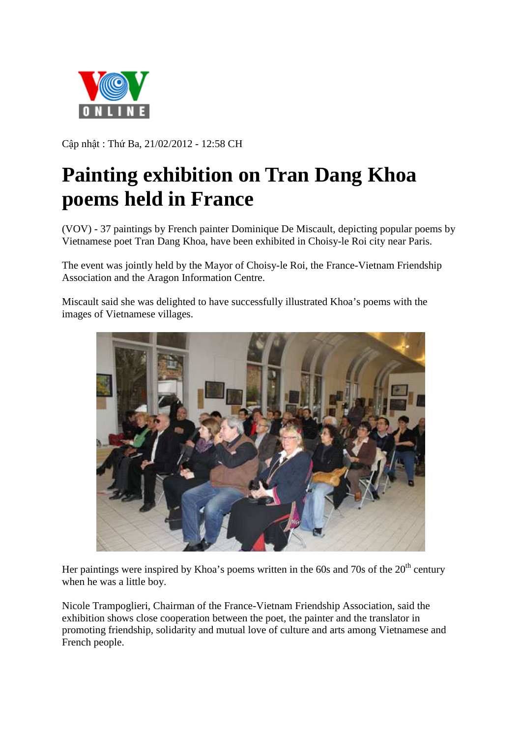Cập nhật : Thứ Ba, 21/02/2012 - 12:58 CH

# Painting exhibition on Tran Dang Khoa poems held in France

(VOV) - 37 paintings by French painter Dominique De Miscault, depicting popular poems by Vietnamese poet Tran Dang Khoa, have been exhibited in Choisy-le Roi city near Paris.

The event was jointly held by the Mayor of Choisy-le Roi, the France-Vietnam Friendship Association and the Aragon Information Centre.

Miscault said she was delighted to have successfully illustrated Khoa's poems with the images of Vietnamese villages.

Her paintings were inspired by Khoa's poems written in the 60s and 70s of the 20th century when he was a little boy.

Nicole Trampoglieri, Chairman of the France-Vietnam Friendship Association, said the exhibition shows close cooperation between the poet, the painter and the translator in promoting friendship, solidarity and mutual love of culture and arts among Vietnamese and French people.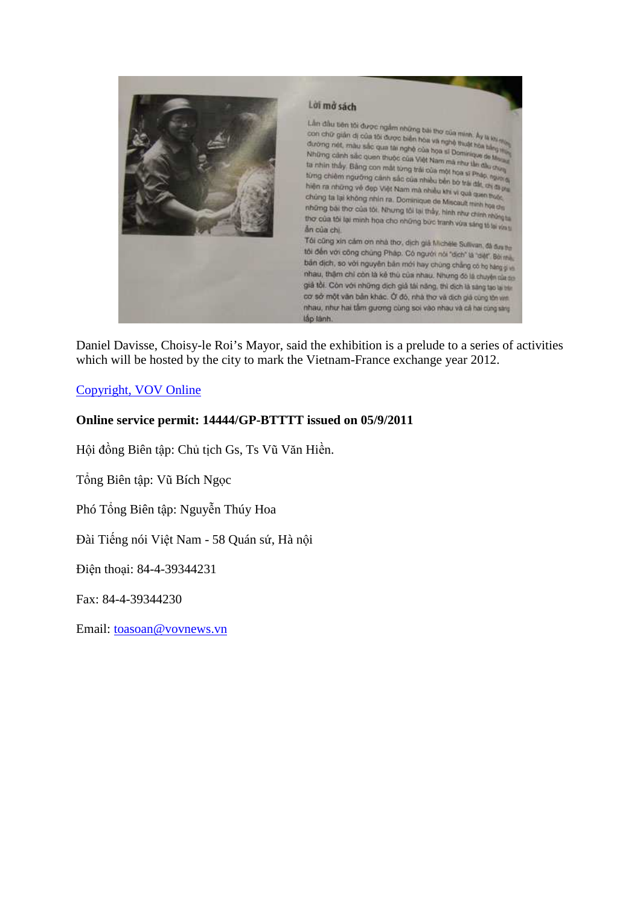Daniel Davisse, Choisy-le Roi's Mayor, said the exhibition is a prelude to a series of activities which will be hosted by the city to mark the Vietnam-France exchange year 2012.

Copyright, VOV Online

**Online service permit: 14444/GP-BTTTT issued on 05/9/2011**

Hội đồng Biên tập: Chủ tịch Gs, Ts Vũ Văn Hiền.

Tổng Biên tập: Vũ Bích Ngọc

Phó Tổng Biên tập: Nguyễn Thúy Hoa

Đài Tiếng nói Việt Nam - 58 Quán sứ, Hà nội

Điện thoại: 84-4-39344231

Fax: 84-4-39344230

Email: toasoan@vovnews.vn